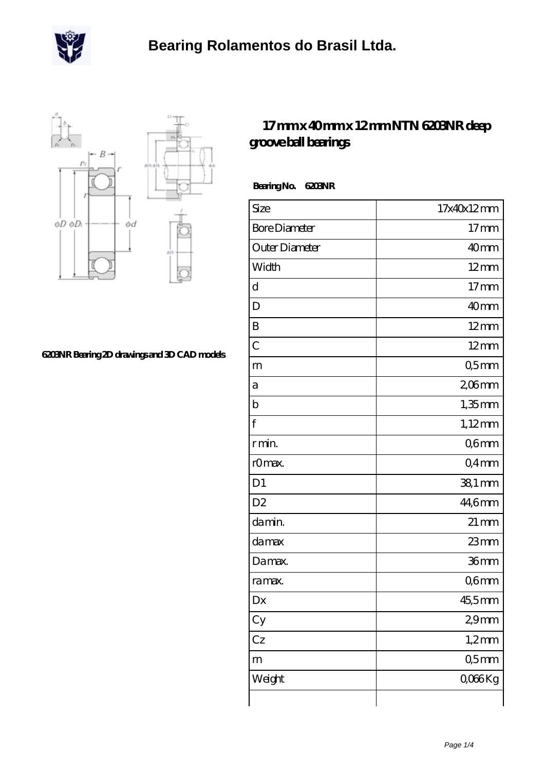# Bearing Rolamentos do Brasil Ltda.

6203NR Bearing 2D drawings and 3D CAD models

## 17 mm x 40 mm x 12 mm NTN 6203NR deep groove ball bearings

**Bearing No. 6203NR**

| Size | 17x40x12 mm |
|---|---|
| Bore Diameter | 17 mm |
| Outer Diameter | 40 mm |
| Width | 12 mm |
| d | 17 mm |
| D | 40 mm |
| B | 12 mm |
| C | 12 mm |
| rn | 0,5 mm |
| a | 2,06 mm |
| b | 1,35 mm |
| f | 1,12 mm |
| r min. | 0,6 mm |
| r0 max. | 0,4 mm |
| D1 | 38,1 mm |
| D2 | 44,6 mm |
| da min. | 21 mm |
| da max | 23 mm |
| Da max. | 36 mm |
| ra max. | 0,6 mm |
| Dx | 45,5 mm |
| Cy | 2,9 mm |
| Cz | 1,2 mm |
| rn | 0,5 mm |
| Weight | 0,066 Kg |
| | |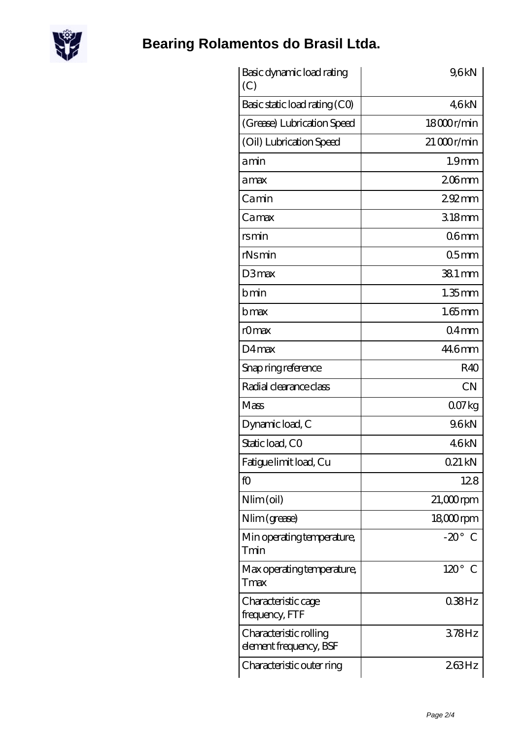# Bearing Rolamentos do Brasil Ltda.

| | |
|---|---|
| Basic dynamic load rating (C) | 9,6 kN |
| Basic static load rating (C0) | 4,6 kN |
| (Grease) Lubrication Speed | 18 000 r/min |
| (Oil) Lubrication Speed | 21 000 r/min |
| a min | 1.9 mm |
| a max | 2.06 mm |
| Ca min | 2.92 mm |
| Ca max | 3.18 mm |
| rs min | 0.6 mm |
| rNs min | 0.5 mm |
| D3 max | 38.1 mm |
| b min | 1.35 mm |
| b max | 1.65 mm |
| r0 max | 0.4 mm |
| D4 max | 44.6 mm |
| Snap ring reference | R40 |
| Radial clearance class | CN |
| Mass | 0.07 kg |
| Dynamic load, C | 9.6 kN |
| Static load, C0 | 4.6 kN |
| Fatigue limit load, Cu | 0.21 kN |
| f0 | 12.8 |
| Nlim (oil) | 21,000 rpm |
| Nlim (grease) | 18,000 rpm |
| Min operating temperature, Tmin | -20 ° C |
| Max operating temperature, Tmax | 120 ° C |
| Characteristic cage frequency, FTF | 0.38 Hz |
| Characteristic rolling element frequency, BSF | 3.78 Hz |
| Characteristic outer ring | 2.63 Hz |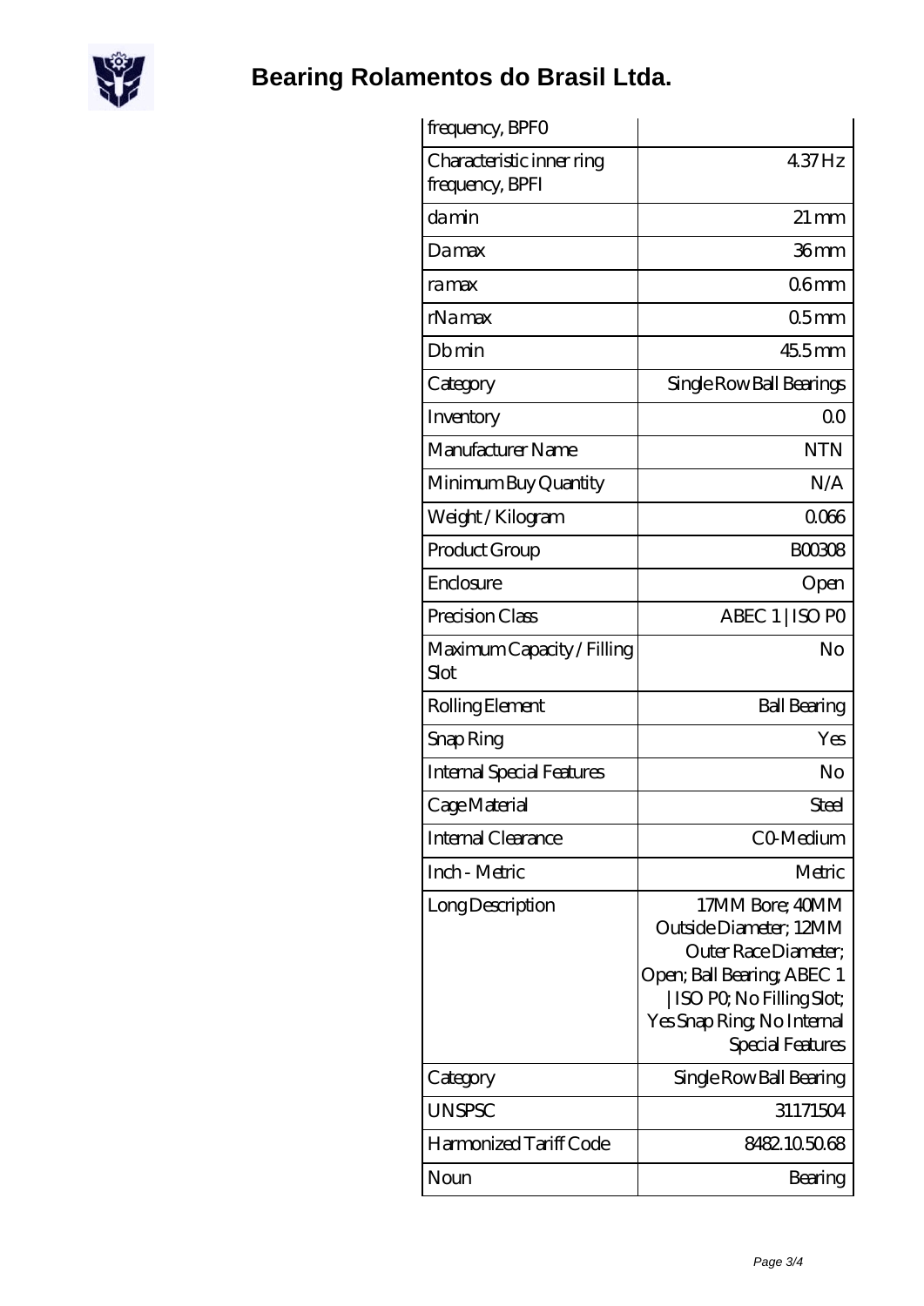# Bearing Rolamentos do Brasil Ltda.

| | |
|---|---|
| frequency, BPFO | |
| Characteristic inner ring frequency, BPFI | 4.37 Hz |
| da min | 21 mm |
| Da max | 36 mm |
| ra max | 0.6 mm |
| rNa max | 0.5 mm |
| Db min | 45.5 mm |
| Category | Single Row Ball Bearings |
| Inventory | 0.0 |
| Manufacturer Name | NTN |
| Minimum Buy Quantity | N/A |
| Weight / Kilogram | 0.066 |
| Product Group | B00308 |
| Enclosure | Open |
| Precision Class | ABEC 1 \| ISO P0 |
| Maximum Capacity / Filling Slot | No |
| Rolling Element | Ball Bearing |
| Snap Ring | Yes |
| Internal Special Features | No |
| Cage Material | Steel |
| Internal Clearance | C0-Medium |
| Inch - Metric | Metric |
| Long Description | 17MM Bore; 40MM Outside Diameter; 12MM Outer Race Diameter; Open; Ball Bearing; ABEC 1 \| ISO P0; No Filling Slot; Yes Snap Ring; No Internal Special Features |
| Category | Single Row Ball Bearing |
| UNSPSC | 31171504 |
| Harmonized Tariff Code | 8482.10.50.68 |
| Noun | Bearing |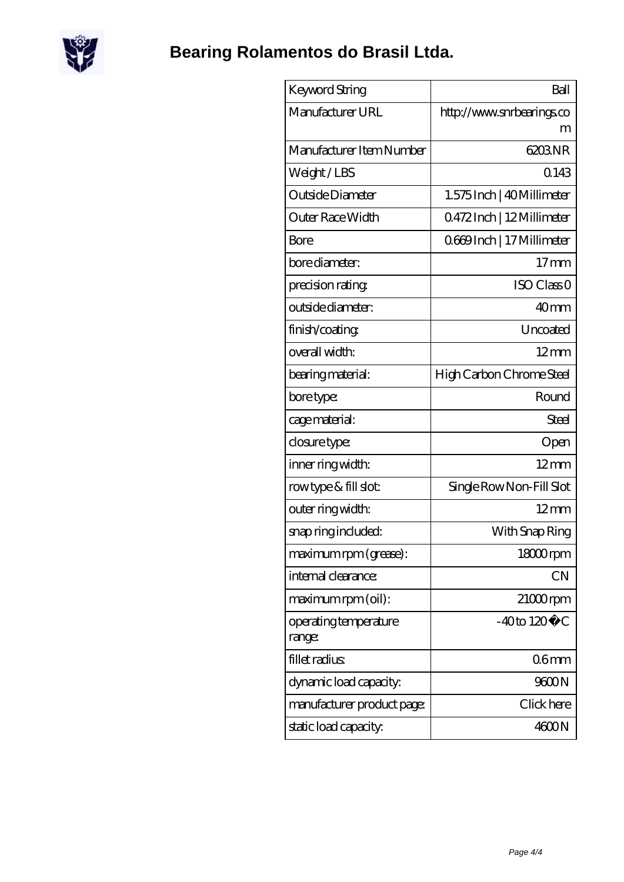# Bearing Rolamentos do Brasil Ltda.

| | |
|---|---|
| Keyword String | Ball |
| Manufacturer URL | http://www.snrbearings.com |
| Manufacturer Item Number | 6203.NR |
| Weight / LBS | 0.143 |
| Outside Diameter | 1.575 Inch \| 40 Millimeter |
| Outer Race Width | 0.472 Inch \| 12 Millimeter |
| Bore | 0.669 Inch \| 17 Millimeter |
| bore diameter: | 17 mm |
| precision rating: | ISO Class 0 |
| outside diameter: | 40 mm |
| finish/coating: | Uncoated |
| overall width: | 12 mm |
| bearing material: | High Carbon Chrome Steel |
| bore type: | Round |
| cage material: | Steel |
| closure type: | Open |
| inner ring width: | 12 mm |
| row type & fill slot: | Single Row Non-Fill Slot |
| outer ring width: | 12 mm |
| snap ring included: | With Snap Ring |
| maximum rpm (grease): | 18000 rpm |
| internal clearance: | CN |
| maximum rpm (oil): | 21000 rpm |
| operating temperature range: | -40 to 120 �C |
| fillet radius: | 0.6 mm |
| dynamic load capacity: | 9600 N |
| manufacturer product page: | Click here |
| static load capacity: | 4600 N |